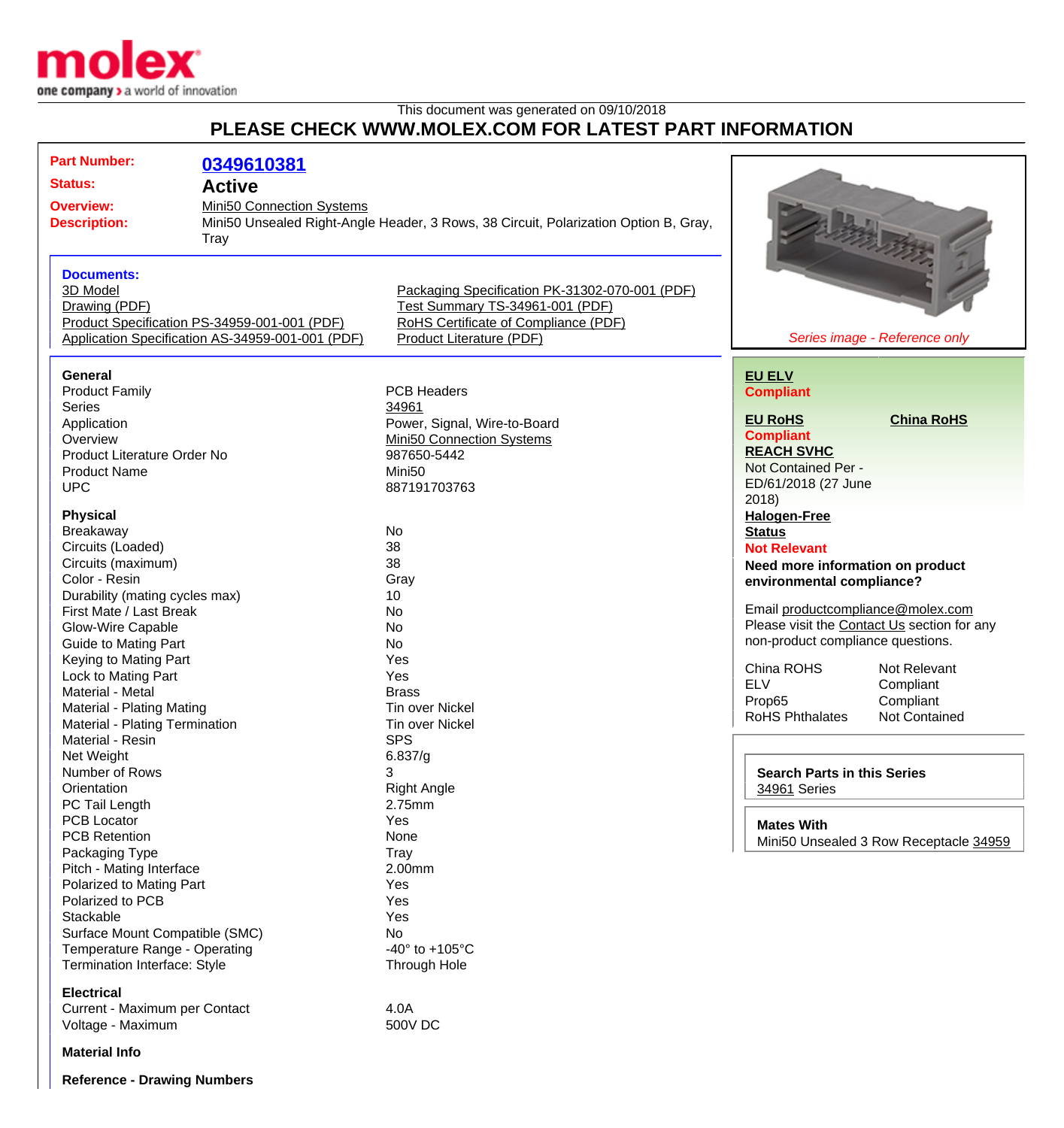molex

one company > a world of innovation

This document was generated on 09/10/2018

## PLEASE CHECK WWW.MOLEX.COM FOR LATEST PART INFORMATION

**Part Number:** 0349610381

**Status:** Active

**Overview:** Mini50 Connection Systems

**Description:** Mini50 Unsealed Right-Angle Header, 3 Rows, 38 Circuit, Polarization Option B, Gray, Tray

### Documents:

- 3D Model
- Drawing (PDF)
- Product Specification PS-34959-001-001 (PDF)
- Application Specification AS-34959-001-001 (PDF)
- Packaging Specification PK-31302-070-001 (PDF)
- Test Summary TS-34961-001 (PDF)
- RoHS Certificate of Compliance (PDF)
- Product Literature (PDF)

*Series image - Reference only*

### General

| | |
|---|---|
| Product Family | PCB Headers |
| Series | 34961 |
| Application | Power, Signal, Wire-to-Board |
| Overview | Mini50 Connection Systems |
| Product Literature Order No | 987650-5442 |
| Product Name | Mini50 |
| UPC | 887191703763 |

### Physical

| | |
|---|---|
| Breakaway | No |
| Circuits (Loaded) | 38 |
| Circuits (maximum) | 38 |
| Color - Resin | Gray |
| Durability (mating cycles max) | 10 |
| First Mate / Last Break | No |
| Glow-Wire Capable | No |
| Guide to Mating Part | No |
| Keying to Mating Part | Yes |
| Lock to Mating Part | Yes |
| Material - Metal | Brass |
| Material - Plating Mating | Tin over Nickel |
| Material - Plating Termination | Tin over Nickel |
| Material - Resin | SPS |
| Net Weight | 6.837/g |
| Number of Rows | 3 |
| Orientation | Right Angle |
| PC Tail Length | 2.75mm |
| PCB Locator | Yes |
| PCB Retention | None |
| Packaging Type | Tray |
| Pitch - Mating Interface | 2.00mm |
| Polarized to Mating Part | Yes |
| Polarized to PCB | Yes |
| Stackable | Yes |
| Surface Mount Compatible (SMC) | No |
| Temperature Range - Operating | -40° to +105°C |
| Termination Interface: Style | Through Hole |

### Electrical

| | |
|---|---|
| Current - Maximum per Contact | 4.0A |
| Voltage - Maximum | 500V DC |

### Material Info

### Reference - Drawing Numbers

---

**EU ELV**
**Compliant**

**EU RoHS**
**Compliant**

**China RoHS**

**REACH SVHC**
Not Contained Per - ED/61/2018 (27 June 2018)

**Halogen-Free Status**
**Not Relevant**

**Need more information on product environmental compliance?**

Email productcompliance@molex.com
Please visit the Contact Us section for any non-product compliance questions.

| | |
|---|---|
| China ROHS | Not Relevant |
| ELV | Compliant |
| Prop65 | Compliant |
| RoHS Phthalates | Not Contained |

**Search Parts in this Series**
34961 Series

**Mates With**
Mini50 Unsealed 3 Row Receptacle 34959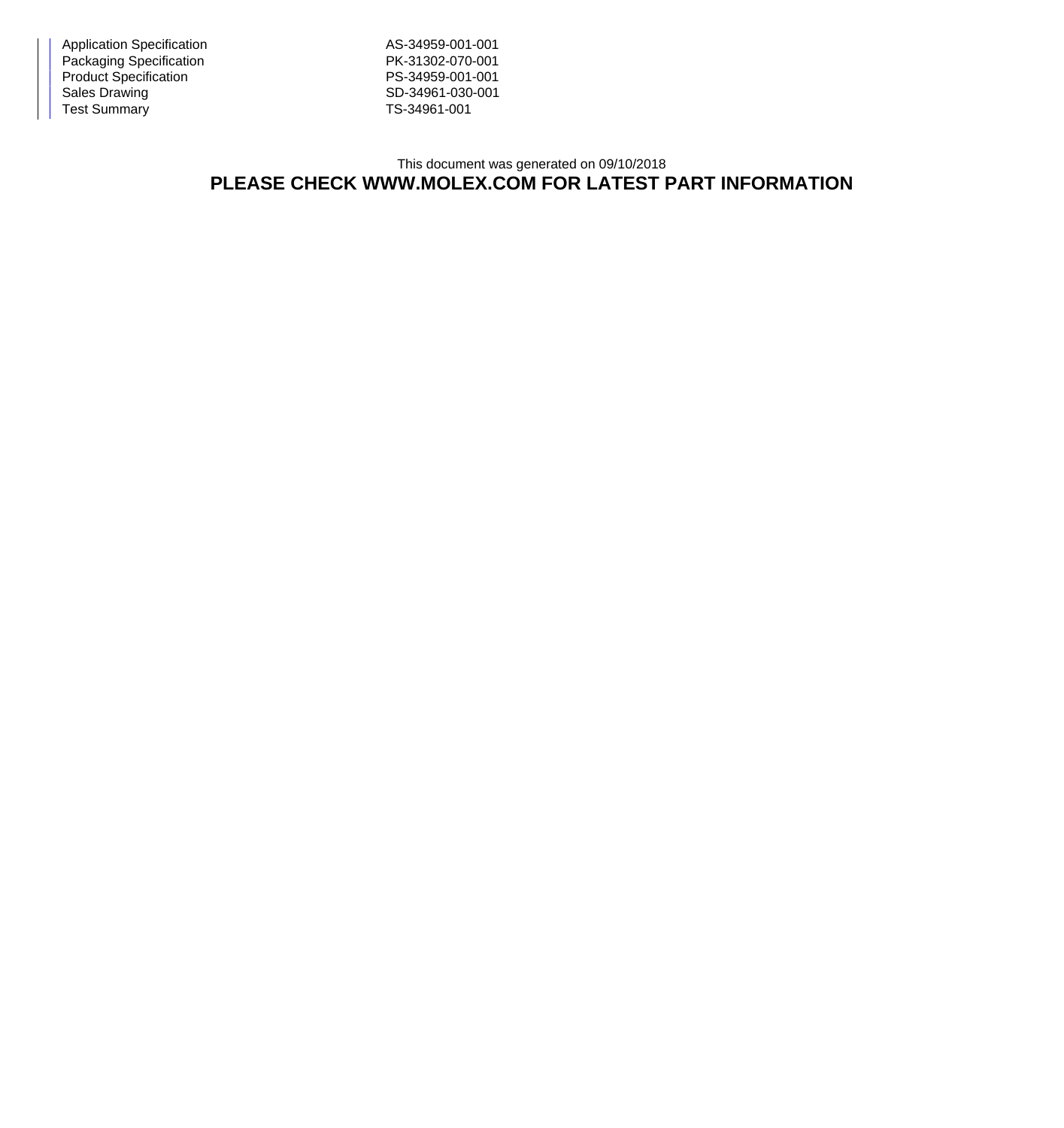| | |
|---|---|
| Application Specification | AS-34959-001-001 |
| Packaging Specification | PK-31302-070-001 |
| Product Specification | PS-34959-001-001 |
| Sales Drawing | SD-34961-030-001 |
| Test Summary | TS-34961-001 |

This document was generated on 09/10/2018

**PLEASE CHECK WWW.MOLEX.COM FOR LATEST PART INFORMATION**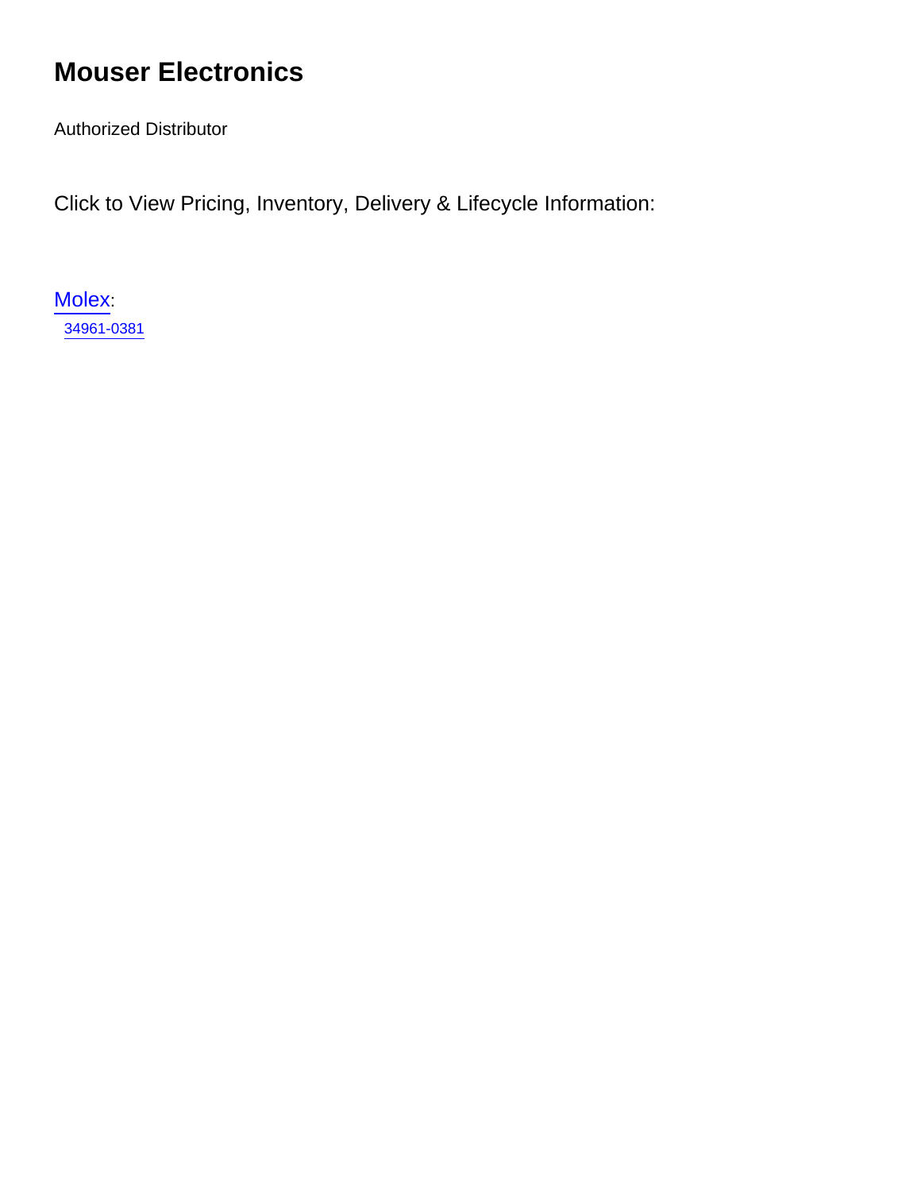# Mouser Electronics

Authorized Distributor

Click to View Pricing, Inventory, Delivery & Lifecycle Information:

Molex:

34961-0381